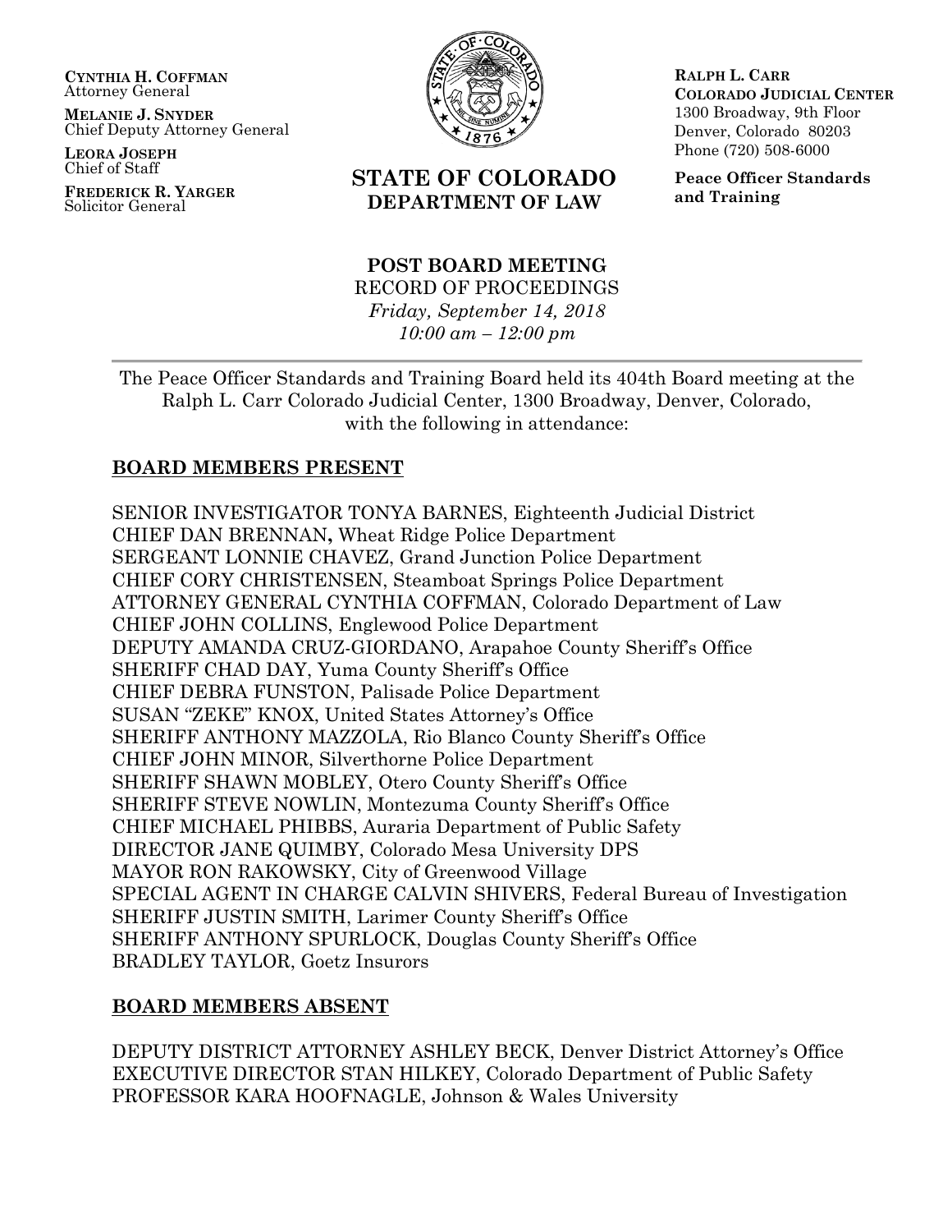**CYNTHIA H. COFFMAN**
Attorney General

**MELANIE J. SNYDER**
Chief Deputy Attorney General

**LEORA JOSEPH**
Chief of Staff

**FREDERICK R. YARGER**
Solicitor General

**STATE OF COLORADO**
**DEPARTMENT OF LAW**

**RALPH L. CARR**
**COLORADO JUDICIAL CENTER**
1300 Broadway, 9th Floor
Denver, Colorado 80203
Phone (720) 508-6000

**Peace Officer Standards and Training**

**POST BOARD MEETING**
RECORD OF PROCEEDINGS
*Friday, September 14, 2018*
*10:00 am – 12:00 pm*

---

The Peace Officer Standards and Training Board held its 404th Board meeting at the Ralph L. Carr Colorado Judicial Center, 1300 Broadway, Denver, Colorado, with the following in attendance:

## BOARD MEMBERS PRESENT

SENIOR INVESTIGATOR TONYA BARNES, Eighteenth Judicial District
CHIEF DAN BRENNAN**,** Wheat Ridge Police Department
SERGEANT LONNIE CHAVEZ, Grand Junction Police Department
CHIEF CORY CHRISTENSEN, Steamboat Springs Police Department
ATTORNEY GENERAL CYNTHIA COFFMAN, Colorado Department of Law
CHIEF JOHN COLLINS, Englewood Police Department
DEPUTY AMANDA CRUZ-GIORDANO, Arapahoe County Sheriff's Office
SHERIFF CHAD DAY, Yuma County Sheriff's Office
CHIEF DEBRA FUNSTON, Palisade Police Department
SUSAN "ZEKE" KNOX, United States Attorney's Office
SHERIFF ANTHONY MAZZOLA, Rio Blanco County Sheriff's Office
CHIEF JOHN MINOR, Silverthorne Police Department
SHERIFF SHAWN MOBLEY, Otero County Sheriff's Office
SHERIFF STEVE NOWLIN, Montezuma County Sheriff's Office
CHIEF MICHAEL PHIBBS, Auraria Department of Public Safety
DIRECTOR JANE QUIMBY, Colorado Mesa University DPS
MAYOR RON RAKOWSKY, City of Greenwood Village
SPECIAL AGENT IN CHARGE CALVIN SHIVERS, Federal Bureau of Investigation
SHERIFF JUSTIN SMITH, Larimer County Sheriff's Office
SHERIFF ANTHONY SPURLOCK, Douglas County Sheriff's Office
BRADLEY TAYLOR, Goetz Insurors

## BOARD MEMBERS ABSENT

DEPUTY DISTRICT ATTORNEY ASHLEY BECK, Denver District Attorney's Office
EXECUTIVE DIRECTOR STAN HILKEY, Colorado Department of Public Safety
PROFESSOR KARA HOOFNAGLE, Johnson & Wales University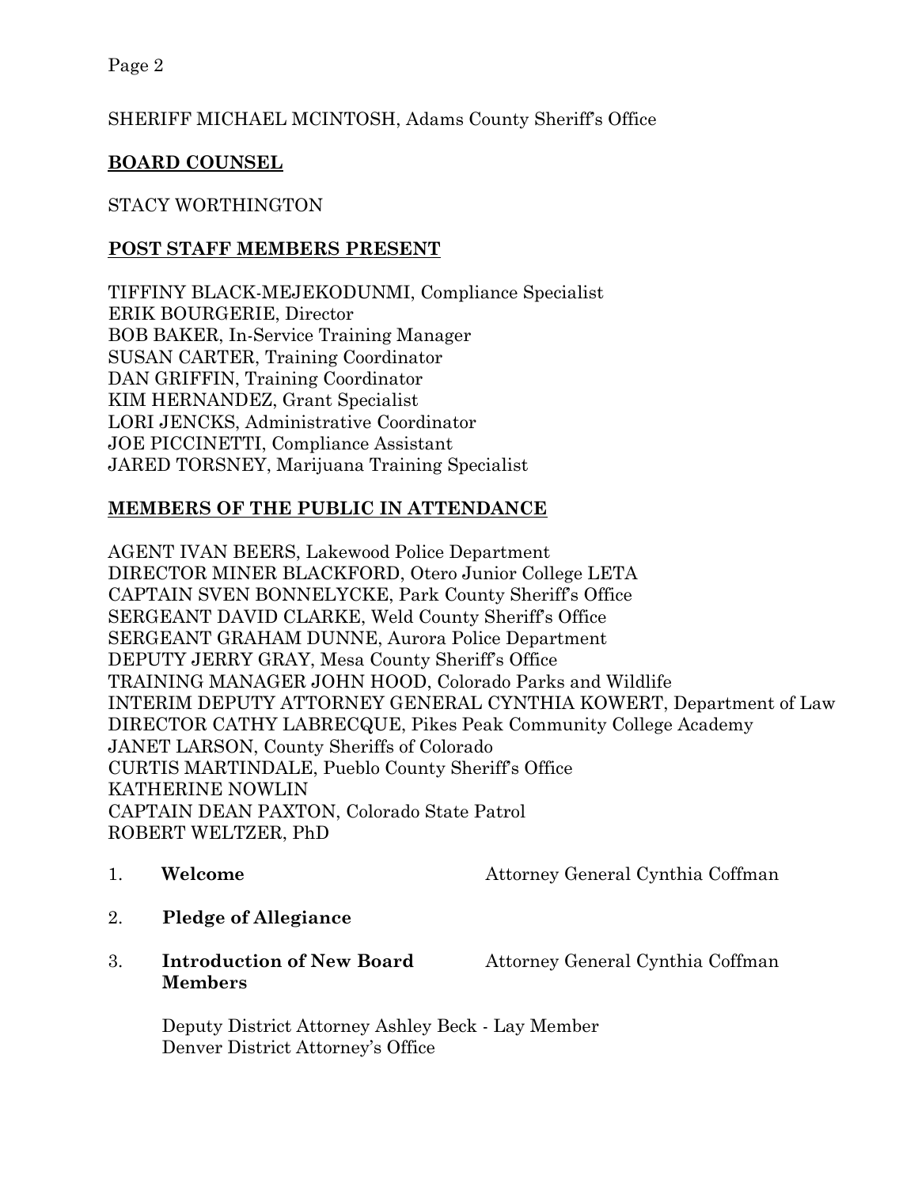SHERIFF MICHAEL MCINTOSH, Adams County Sheriff's Office

## **BOARD COUNSEL**

STACY WORTHINGTON

## **POST STAFF MEMBERS PRESENT**

TIFFINY BLACK-MEJEKODUNMI, Compliance Specialist
ERIK BOURGERIE, Director
BOB BAKER, In-Service Training Manager
SUSAN CARTER, Training Coordinator
DAN GRIFFIN, Training Coordinator
KIM HERNANDEZ, Grant Specialist
LORI JENCKS, Administrative Coordinator
JOE PICCINETTI, Compliance Assistant
JARED TORSNEY, Marijuana Training Specialist

## **MEMBERS OF THE PUBLIC IN ATTENDANCE**

AGENT IVAN BEERS, Lakewood Police Department
DIRECTOR MINER BLACKFORD, Otero Junior College LETA
CAPTAIN SVEN BONNELYCKE, Park County Sheriff's Office
SERGEANT DAVID CLARKE, Weld County Sheriff's Office
SERGEANT GRAHAM DUNNE, Aurora Police Department
DEPUTY JERRY GRAY, Mesa County Sheriff's Office
TRAINING MANAGER JOHN HOOD, Colorado Parks and Wildlife
INTERIM DEPUTY ATTORNEY GENERAL CYNTHIA KOWERT, Department of Law
DIRECTOR CATHY LABRECQUE, Pikes Peak Community College Academy
JANET LARSON, County Sheriffs of Colorado
CURTIS MARTINDALE, Pueblo County Sheriff's Office
KATHERINE NOWLIN
CAPTAIN DEAN PAXTON, Colorado State Patrol
ROBERT WELTZER, PhD

1. **Welcome** — Attorney General Cynthia Coffman

2. **Pledge of Allegiance**

3. **Introduction of New Board Members** — Attorney General Cynthia Coffman

   Deputy District Attorney Ashley Beck - Lay Member
   Denver District Attorney's Office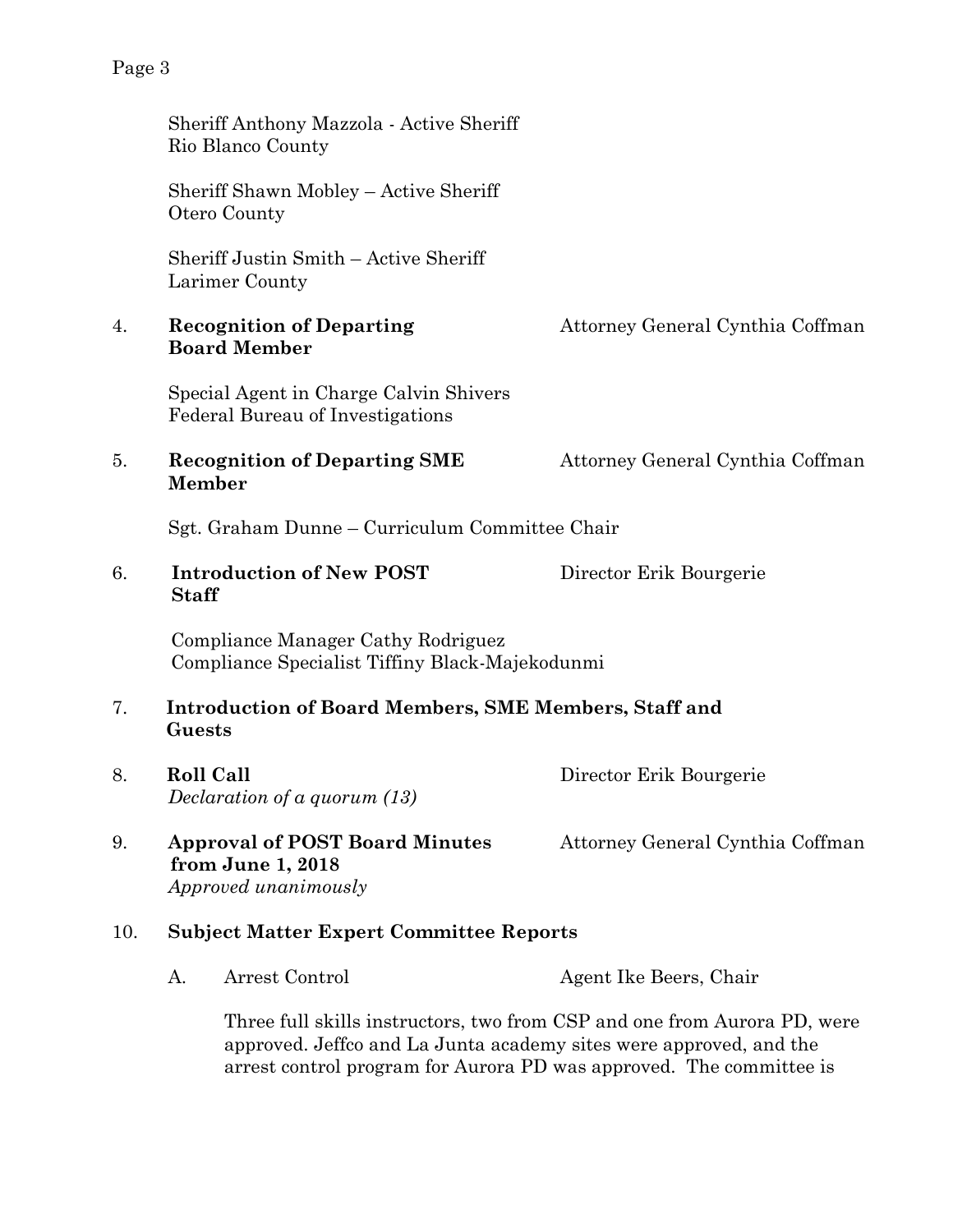Sheriff Anthony Mazzola - Active Sheriff
Rio Blanco County

Sheriff Shawn Mobley – Active Sheriff
Otero County

Sheriff Justin Smith – Active Sheriff
Larimer County

4. **Recognition of Departing Board Member** — Attorney General Cynthia Coffman

   Special Agent in Charge Calvin Shivers
   Federal Bureau of Investigations

5. **Recognition of Departing SME Member** — Attorney General Cynthia Coffman

   Sgt. Graham Dunne – Curriculum Committee Chair

6. **Introduction of New POST Staff** — Director Erik Bourgerie

   Compliance Manager Cathy Rodriguez
   Compliance Specialist Tiffiny Black-Majekodunmi

7. **Introduction of Board Members, SME Members, Staff and Guests**

8. **Roll Call** — Director Erik Bourgerie
   *Declaration of a quorum (13)*

9. **Approval of POST Board Minutes from June 1, 2018** — Attorney General Cynthia Coffman
   *Approved unanimously*

10. **Subject Matter Expert Committee Reports**

    A. Arrest Control — Agent Ike Beers, Chair

    Three full skills instructors, two from CSP and one from Aurora PD, were approved. Jeffco and La Junta academy sites were approved, and the arrest control program for Aurora PD was approved. The committee is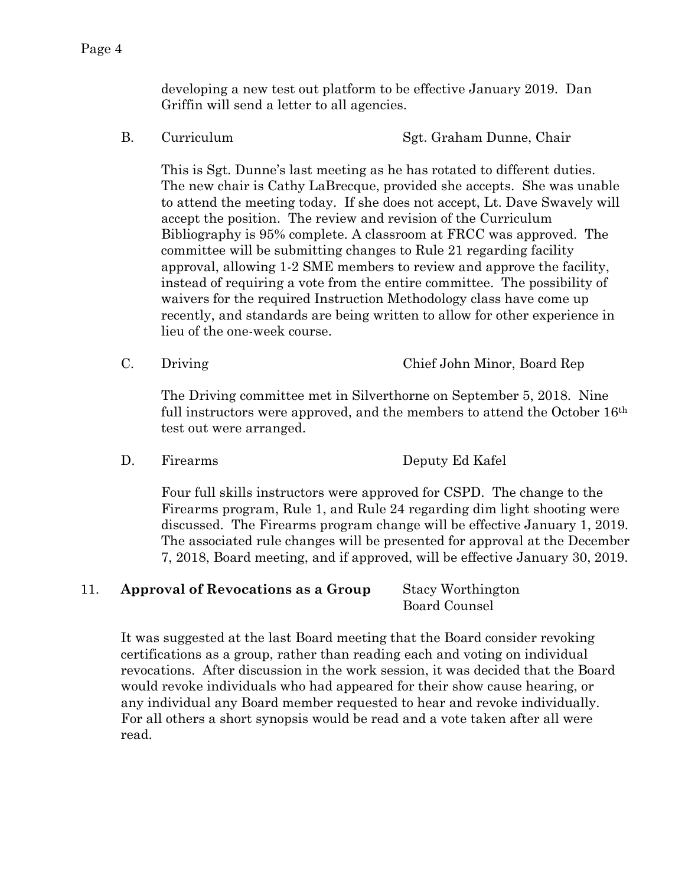developing a new test out platform to be effective January 2019. Dan Griffin will send a letter to all agencies.

B. Curriculum — Sgt. Graham Dunne, Chair

This is Sgt. Dunne's last meeting as he has rotated to different duties. The new chair is Cathy LaBrecque, provided she accepts. She was unable to attend the meeting today. If she does not accept, Lt. Dave Swavely will accept the position. The review and revision of the Curriculum Bibliography is 95% complete. A classroom at FRCC was approved. The committee will be submitting changes to Rule 21 regarding facility approval, allowing 1-2 SME members to review and approve the facility, instead of requiring a vote from the entire committee. The possibility of waivers for the required Instruction Methodology class have come up recently, and standards are being written to allow for other experience in lieu of the one-week course.

C. Driving — Chief John Minor, Board Rep

The Driving committee met in Silverthorne on September 5, 2018. Nine full instructors were approved, and the members to attend the October 16th test out were arranged.

D. Firearms — Deputy Ed Kafel

Four full skills instructors were approved for CSPD. The change to the Firearms program, Rule 1, and Rule 24 regarding dim light shooting were discussed. The Firearms program change will be effective January 1, 2019. The associated rule changes will be presented for approval at the December 7, 2018, Board meeting, and if approved, will be effective January 30, 2019.

## 11. **Approval of Revocations as a Group** — Stacy Worthington, Board Counsel

It was suggested at the last Board meeting that the Board consider revoking certifications as a group, rather than reading each and voting on individual revocations. After discussion in the work session, it was decided that the Board would revoke individuals who had appeared for their show cause hearing, or any individual any Board member requested to hear and revoke individually. For all others a short synopsis would be read and a vote taken after all were read.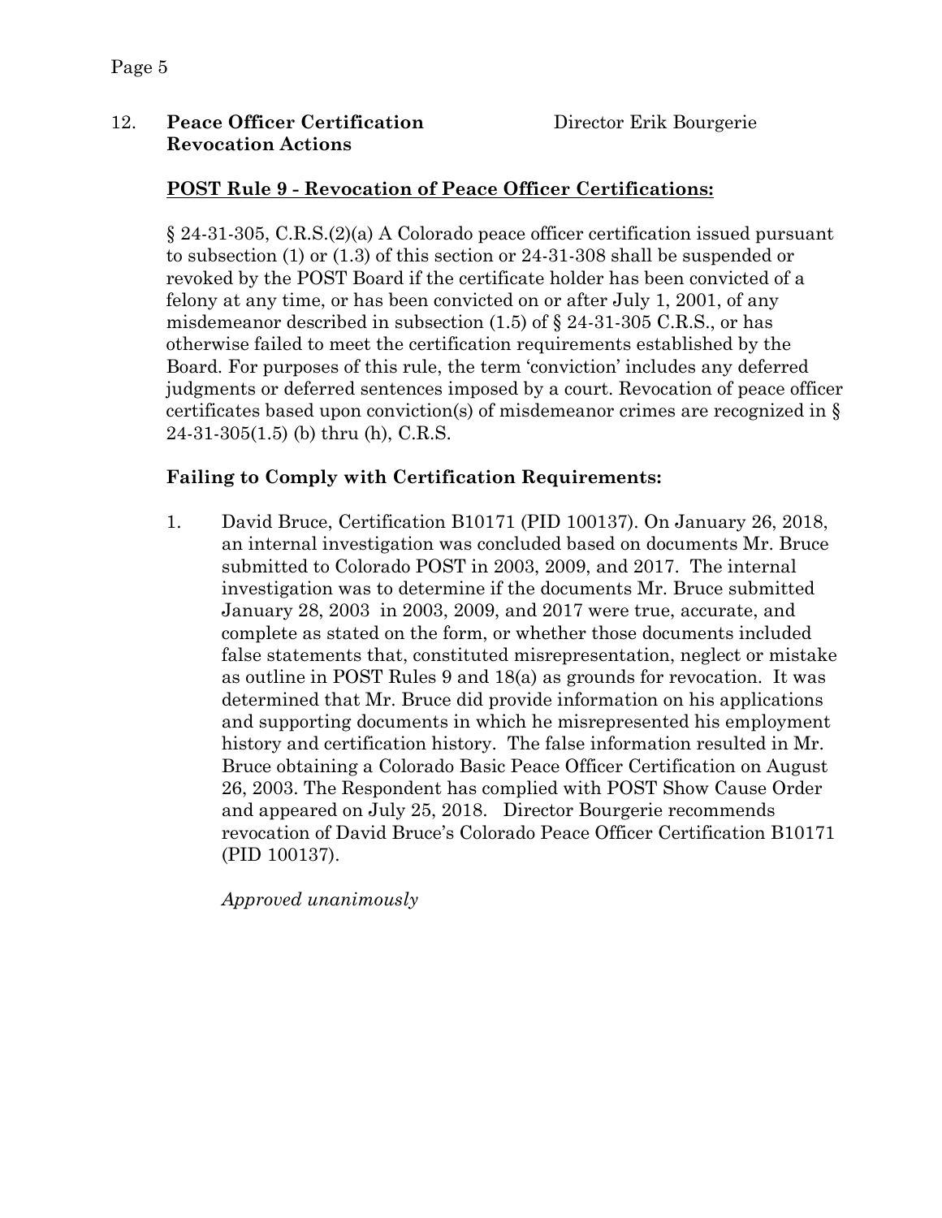12. **Peace Officer Certification Revocation Actions** Director Erik Bourgerie

**POST Rule 9 - Revocation of Peace Officer Certifications:**

§ 24-31-305, C.R.S.(2)(a) A Colorado peace officer certification issued pursuant to subsection (1) or (1.3) of this section or 24-31-308 shall be suspended or revoked by the POST Board if the certificate holder has been convicted of a felony at any time, or has been convicted on or after July 1, 2001, of any misdemeanor described in subsection (1.5) of § 24-31-305 C.R.S., or has otherwise failed to meet the certification requirements established by the Board. For purposes of this rule, the term 'conviction' includes any deferred judgments or deferred sentences imposed by a court. Revocation of peace officer certificates based upon conviction(s) of misdemeanor crimes are recognized in § 24-31-305(1.5) (b) thru (h), C.R.S.

**Failing to Comply with Certification Requirements:**

1. David Bruce, Certification B10171 (PID 100137). On January 26, 2018, an internal investigation was concluded based on documents Mr. Bruce submitted to Colorado POST in 2003, 2009, and 2017. The internal investigation was to determine if the documents Mr. Bruce submitted January 28, 2003 in 2003, 2009, and 2017 were true, accurate, and complete as stated on the form, or whether those documents included false statements that, constituted misrepresentation, neglect or mistake as outline in POST Rules 9 and 18(a) as grounds for revocation. It was determined that Mr. Bruce did provide information on his applications and supporting documents in which he misrepresented his employment history and certification history. The false information resulted in Mr. Bruce obtaining a Colorado Basic Peace Officer Certification on August 26, 2003. The Respondent has complied with POST Show Cause Order and appeared on July 25, 2018. Director Bourgerie recommends revocation of David Bruce's Colorado Peace Officer Certification B10171 (PID 100137).

   *Approved unanimously*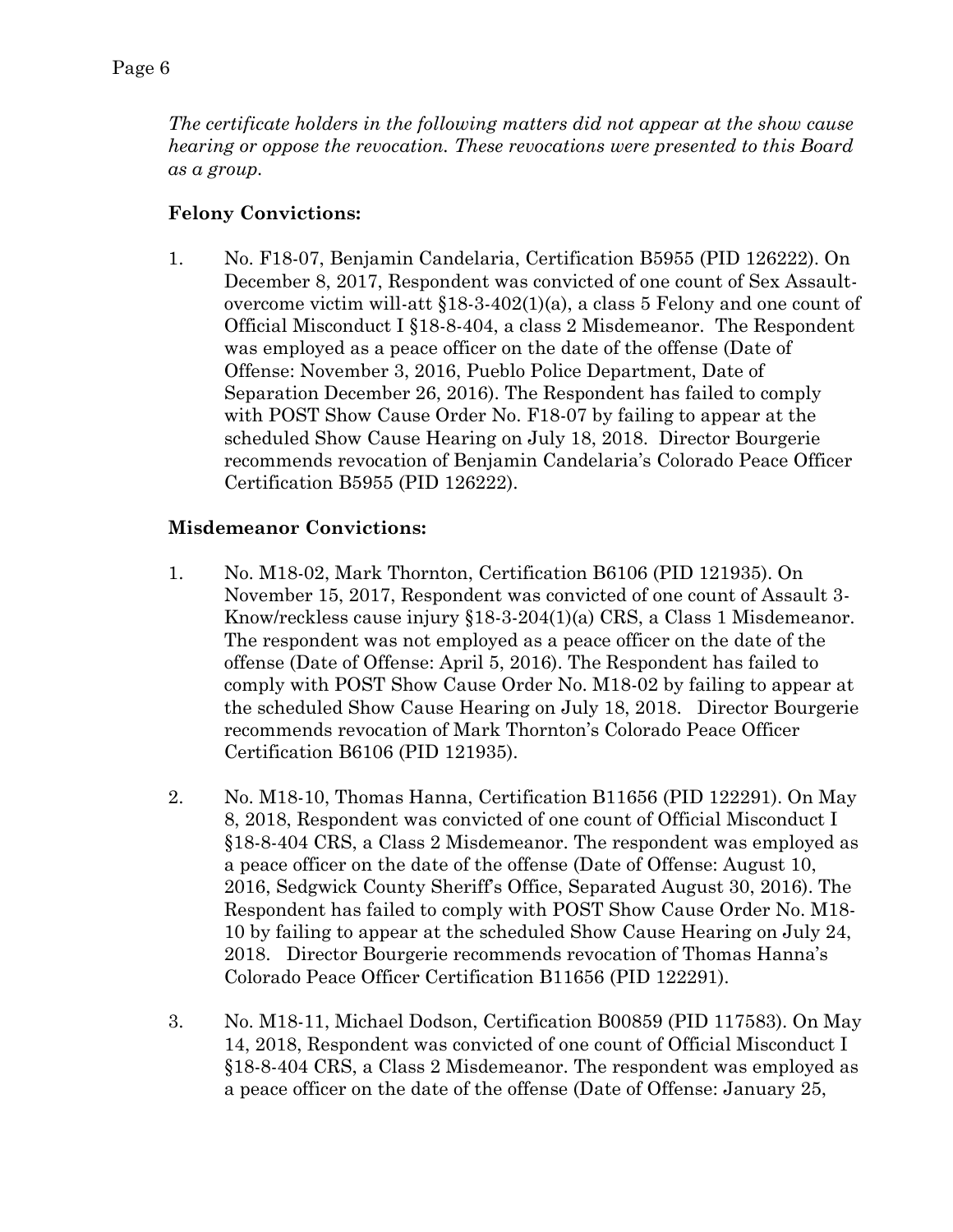*The certificate holders in the following matters did not appear at the show cause hearing or oppose the revocation. These revocations were presented to this Board as a group.*

**Felony Convictions:**

1. No. F18-07, Benjamin Candelaria, Certification B5955 (PID 126222). On December 8, 2017, Respondent was convicted of one count of Sex Assault-overcome victim will-att §18-3-402(1)(a), a class 5 Felony and one count of Official Misconduct I §18-8-404, a class 2 Misdemeanor. The Respondent was employed as a peace officer on the date of the offense (Date of Offense: November 3, 2016, Pueblo Police Department, Date of Separation December 26, 2016). The Respondent has failed to comply with POST Show Cause Order No. F18-07 by failing to appear at the scheduled Show Cause Hearing on July 18, 2018. Director Bourgerie recommends revocation of Benjamin Candelaria's Colorado Peace Officer Certification B5955 (PID 126222).

**Misdemeanor Convictions:**

1. No. M18-02, Mark Thornton, Certification B6106 (PID 121935). On November 15, 2017, Respondent was convicted of one count of Assault 3-Know/reckless cause injury §18-3-204(1)(a) CRS, a Class 1 Misdemeanor. The respondent was not employed as a peace officer on the date of the offense (Date of Offense: April 5, 2016). The Respondent has failed to comply with POST Show Cause Order No. M18-02 by failing to appear at the scheduled Show Cause Hearing on July 18, 2018. Director Bourgerie recommends revocation of Mark Thornton's Colorado Peace Officer Certification B6106 (PID 121935).

2. No. M18-10, Thomas Hanna, Certification B11656 (PID 122291). On May 8, 2018, Respondent was convicted of one count of Official Misconduct I §18-8-404 CRS, a Class 2 Misdemeanor. The respondent was employed as a peace officer on the date of the offense (Date of Offense: August 10, 2016, Sedgwick County Sheriff's Office, Separated August 30, 2016). The Respondent has failed to comply with POST Show Cause Order No. M18-10 by failing to appear at the scheduled Show Cause Hearing on July 24, 2018. Director Bourgerie recommends revocation of Thomas Hanna's Colorado Peace Officer Certification B11656 (PID 122291).

3. No. M18-11, Michael Dodson, Certification B00859 (PID 117583). On May 14, 2018, Respondent was convicted of one count of Official Misconduct I §18-8-404 CRS, a Class 2 Misdemeanor. The respondent was employed as a peace officer on the date of the offense (Date of Offense: January 25,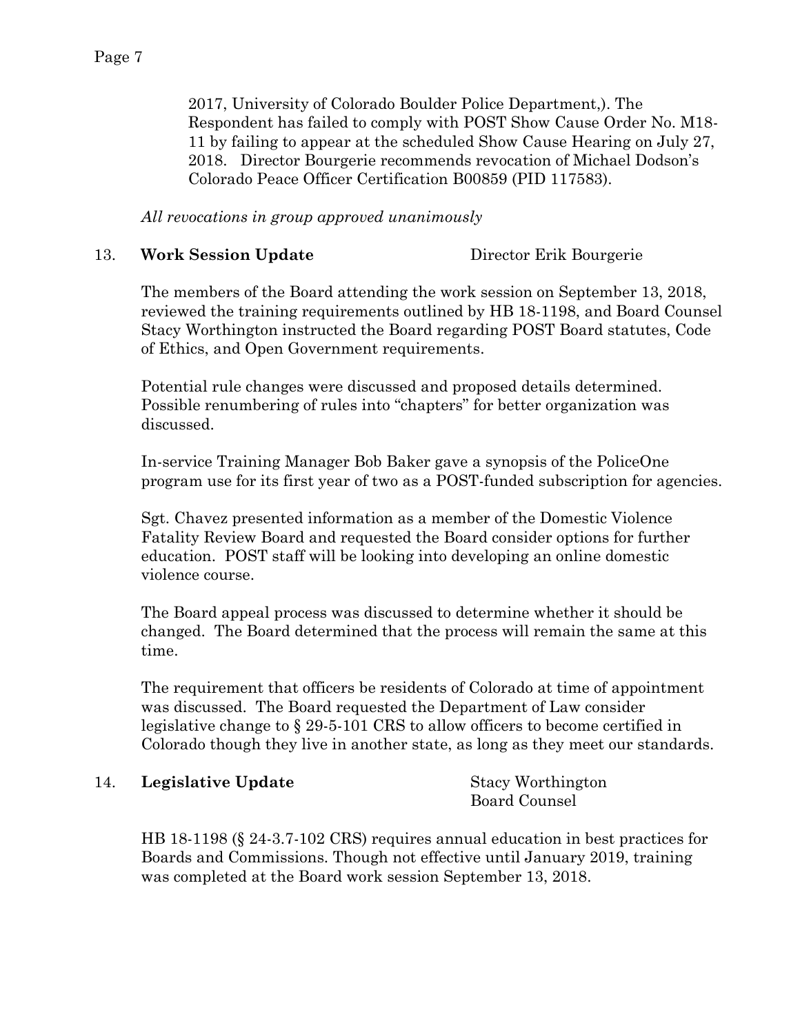2017, University of Colorado Boulder Police Department,). The Respondent has failed to comply with POST Show Cause Order No. M18-11 by failing to appear at the scheduled Show Cause Hearing on July 27, 2018. Director Bourgerie recommends revocation of Michael Dodson's Colorado Peace Officer Certification B00859 (PID 117583).

*All revocations in group approved unanimously*

13. **Work Session Update** Director Erik Bourgerie

The members of the Board attending the work session on September 13, 2018, reviewed the training requirements outlined by HB 18-1198, and Board Counsel Stacy Worthington instructed the Board regarding POST Board statutes, Code of Ethics, and Open Government requirements.

Potential rule changes were discussed and proposed details determined. Possible renumbering of rules into "chapters" for better organization was discussed.

In-service Training Manager Bob Baker gave a synopsis of the PoliceOne program use for its first year of two as a POST-funded subscription for agencies.

Sgt. Chavez presented information as a member of the Domestic Violence Fatality Review Board and requested the Board consider options for further education. POST staff will be looking into developing an online domestic violence course.

The Board appeal process was discussed to determine whether it should be changed. The Board determined that the process will remain the same at this time.

The requirement that officers be residents of Colorado at time of appointment was discussed. The Board requested the Department of Law consider legislative change to § 29-5-101 CRS to allow officers to become certified in Colorado though they live in another state, as long as they meet our standards.

14. **Legislative Update** Stacy Worthington, Board Counsel

HB 18-1198 (§ 24-3.7-102 CRS) requires annual education in best practices for Boards and Commissions. Though not effective until January 2019, training was completed at the Board work session September 13, 2018.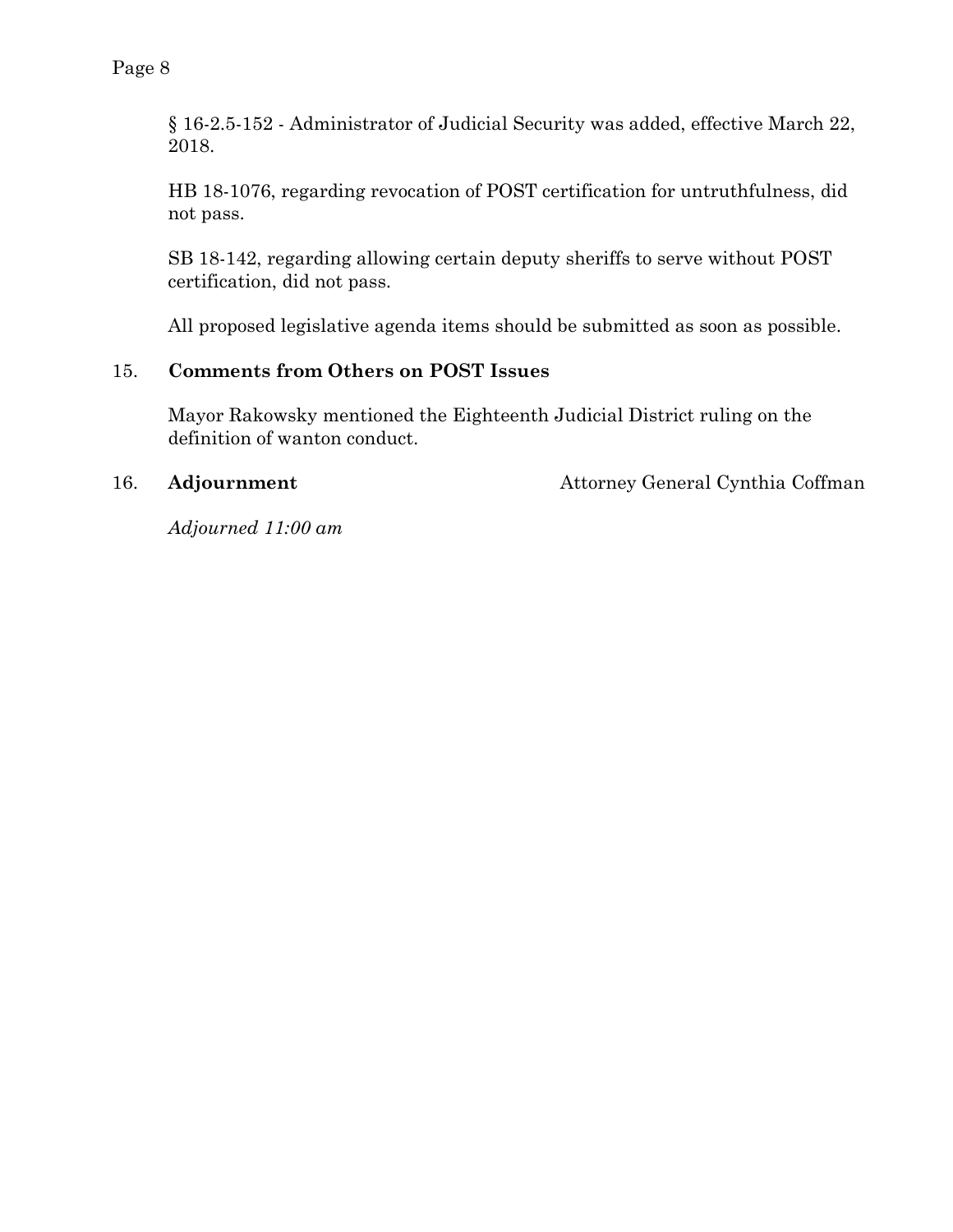§ 16-2.5-152 - Administrator of Judicial Security was added, effective March 22, 2018.

HB 18-1076, regarding revocation of POST certification for untruthfulness, did not pass.

SB 18-142, regarding allowing certain deputy sheriffs to serve without POST certification, did not pass.

All proposed legislative agenda items should be submitted as soon as possible.

15. **Comments from Others on POST Issues**

Mayor Rakowsky mentioned the Eighteenth Judicial District ruling on the definition of wanton conduct.

16. **Adjournment** Attorney General Cynthia Coffman

*Adjourned 11:00 am*